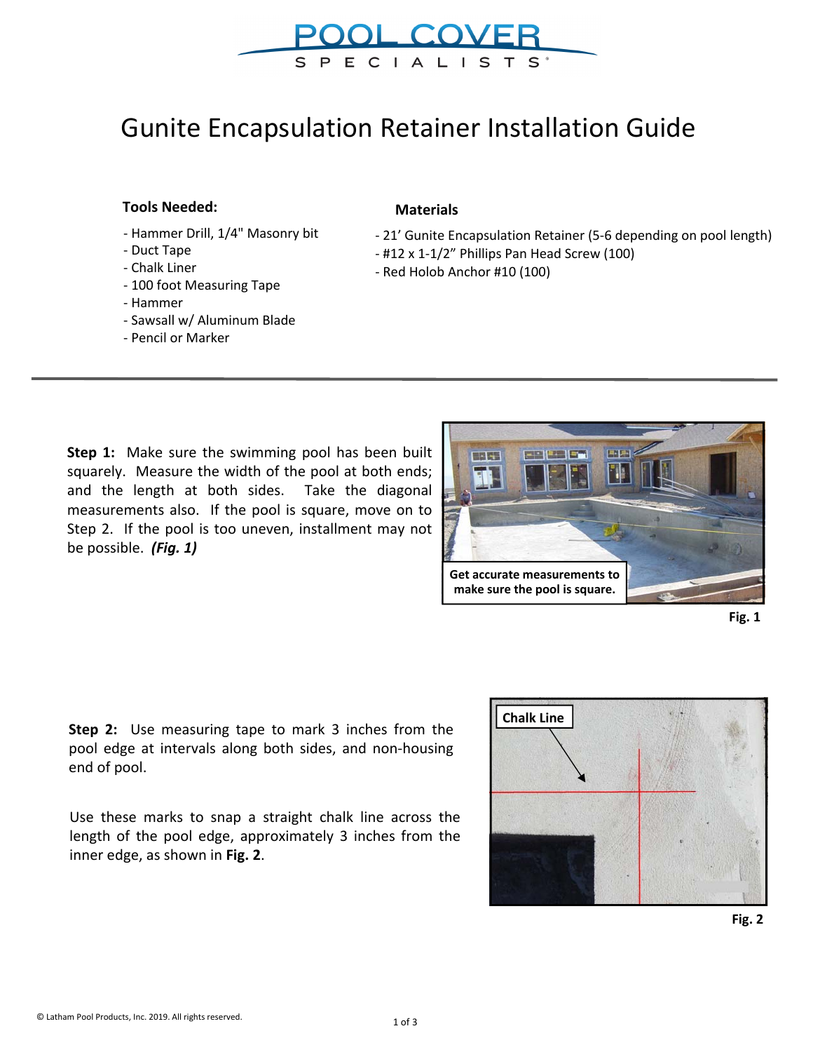# Gunite Encapsulation Retainer Installation Guide

**Tools Needed:**

- Hammer Drill, 1/4" Masonry bit
- Duct Tape
- Chalk Liner
- 100 foot Measuring Tape
- Hammer
- Sawsall w/ Aluminum Blade
- Pencil or Marker

**Materials**

- 21' Gunite Encapsulation Retainer (5-6 depending on pool length)
- #12 x 1-1/2" Phillips Pan Head Screw (100)
- Red Holob Anchor #10 (100)

---

**Step 1:** Make sure the swimming pool has been built squarely. Measure the width of the pool at both ends; and the length at both sides. Take the diagonal measurements also. If the pool is square, move on to Step 2. If the pool is too uneven, installment may not be possible. ***(Fig. 1)***

**Get accurate measurements to make sure the pool is square.**

**Fig. 1**

**Step 2:** Use measuring tape to mark 3 inches from the pool edge at intervals along both sides, and non-housing end of pool.

Use these marks to snap a straight chalk line across the length of the pool edge, approximately 3 inches from the inner edge, as shown in **Fig. 2**.

**Chalk Line**

**Fig. 2**

© Latham Pool Products, Inc. 2019. All rights reserved.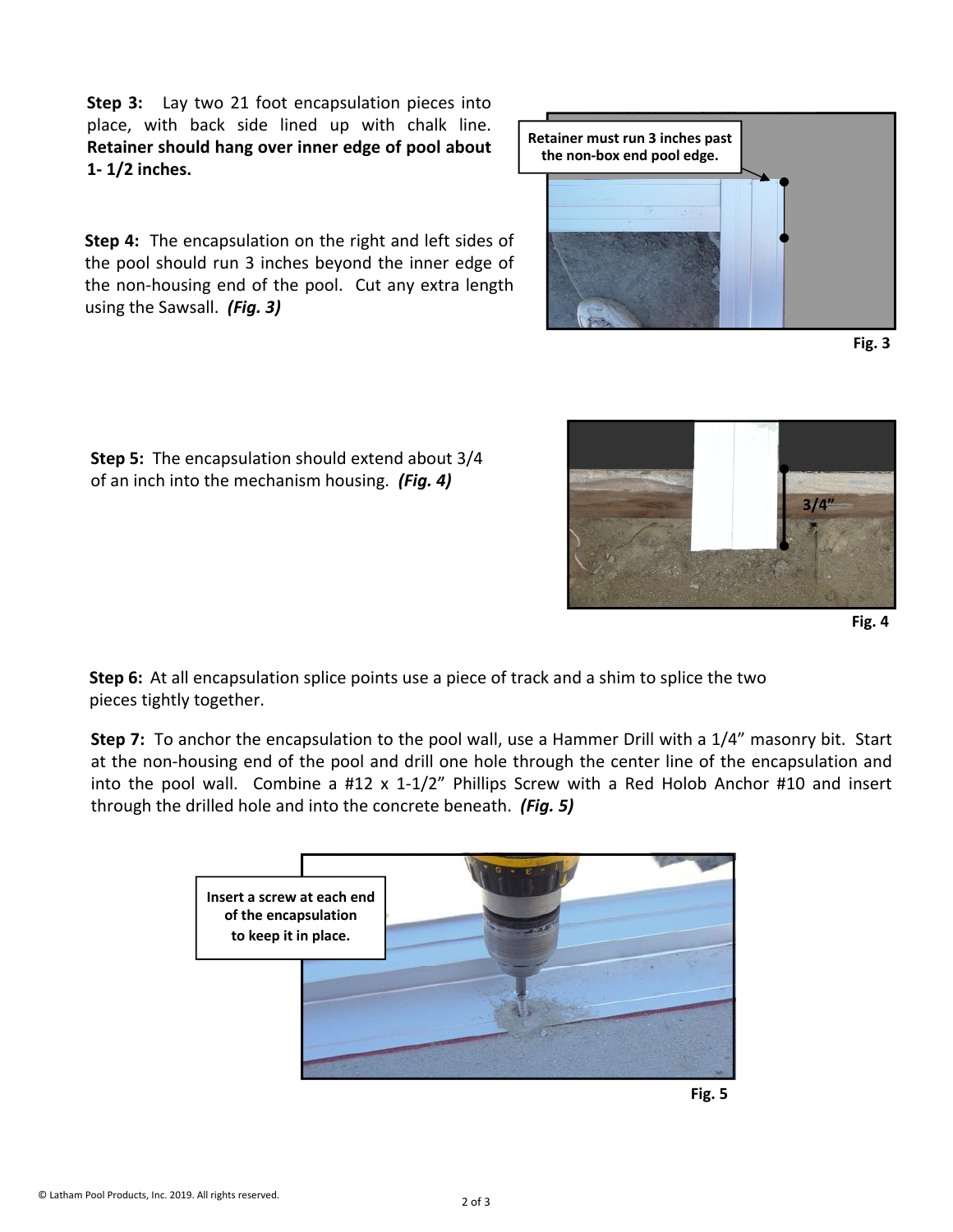**Step 3:** Lay two 21 foot encapsulation pieces into place, with back side lined up with chalk line. **Retainer should hang over inner edge of pool about 1- 1/2 inches.**

**Step 4:** The encapsulation on the right and left sides of the pool should run 3 inches beyond the inner edge of the non-housing end of the pool. Cut any extra length using the Sawsall. ***(Fig. 3)***

**Retainer must run 3 inches past the non-box end pool edge.**

**Fig. 3**

**Step 5:** The encapsulation should extend about 3/4 of an inch into the mechanism housing. ***(Fig. 4)***

3/4”

**Fig. 4**

**Step 6:** At all encapsulation splice points use a piece of track and a shim to splice the two pieces tightly together.

**Step 7:** To anchor the encapsulation to the pool wall, use a Hammer Drill with a 1/4” masonry bit. Start at the non-housing end of the pool and drill one hole through the center line of the encapsulation and into the pool wall. Combine a #12 x 1-1/2” Phillips Screw with a Red Holob Anchor #10 and insert through the drilled hole and into the concrete beneath. ***(Fig. 5)***

**Insert a screw at each end of the encapsulation to keep it in place.**

**Fig. 5**

© Latham Pool Products, Inc. 2019. All rights reserved.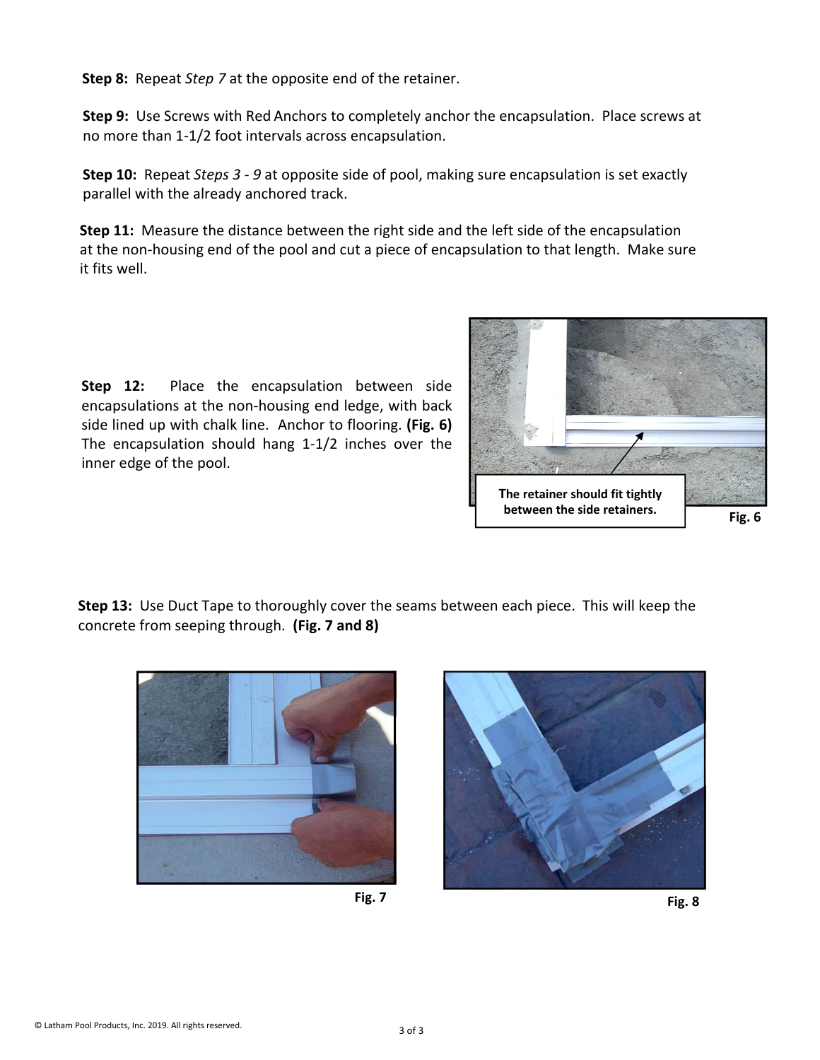**Step 8:** Repeat *Step 7* at the opposite end of the retainer.

**Step 9:** Use Screws with Red Anchors to completely anchor the encapsulation. Place screws at no more than 1-1/2 foot intervals across encapsulation.

**Step 10:** Repeat *Steps 3 - 9* at opposite side of pool, making sure encapsulation is set exactly parallel with the already anchored track.

**Step 11:** Measure the distance between the right side and the left side of the encapsulation at the non-housing end of the pool and cut a piece of encapsulation to that length. Make sure it fits well.

**Step 12:** Place the encapsulation between side encapsulations at the non-housing end ledge, with back side lined up with chalk line. Anchor to flooring. **(Fig. 6)** The encapsulation should hang 1-1/2 inches over the inner edge of the pool.

**The retainer should fit tightly between the side retainers.**

**Fig. 6**

**Step 13:** Use Duct Tape to thoroughly cover the seams between each piece. This will keep the concrete from seeping through. **(Fig. 7 and 8)**

**Fig. 7**

**Fig. 8**

© Latham Pool Products, Inc. 2019. All rights reserved.